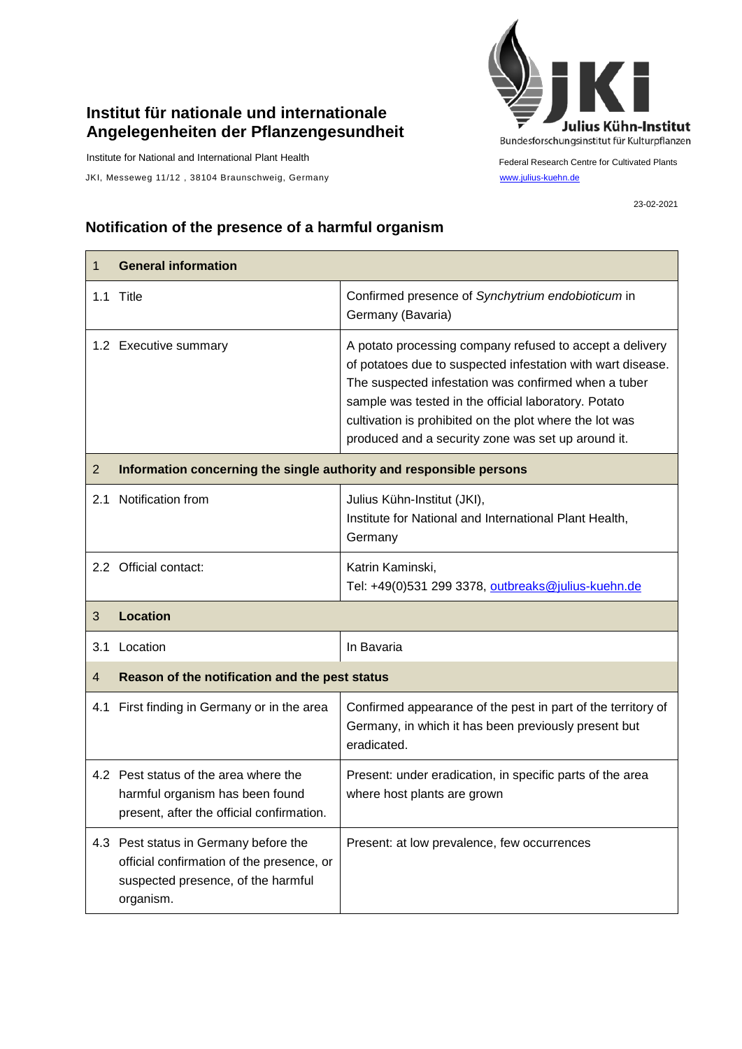**Institut für nationale und internationale Angelegenheiten der Pflanzengesundheit**

Institute for National and International Plant Health

JKI, Messeweg 11/12 , 38104 Braunschweig, Germany

Julius Kühn-Institut
Bundesforschungsinstitut für Kulturpflanzen

Federal Research Centre for Cultivated Plants

www.julius-kuehn.de

23-02-2021

## Notification of the presence of a harmful organism

| 1 | General information |
|---|---|
| 1.1 Title | Confirmed presence of *Synchytrium endobioticum* in Germany (Bavaria) |
| 1.2 Executive summary | A potato processing company refused to accept a delivery of potatoes due to suspected infestation with wart disease. The suspected infestation was confirmed when a tuber sample was tested in the official laboratory. Potato cultivation is prohibited on the plot where the lot was produced and a security zone was set up around it. |
| **2** | **Information concerning the single authority and responsible persons** |
| 2.1 Notification from | Julius Kühn-Institut (JKI), Institute for National and International Plant Health, Germany |
| 2.2 Official contact: | Katrin Kaminski, Tel: +49(0)531 299 3378, outbreaks@julius-kuehn.de |
| **3** | **Location** |
| 3.1 Location | In Bavaria |
| **4** | **Reason of the notification and the pest status** |
| 4.1 First finding in Germany or in the area | Confirmed appearance of the pest in part of the territory of Germany, in which it has been previously present but eradicated. |
| 4.2 Pest status of the area where the harmful organism has been found present, after the official confirmation. | Present: under eradication, in specific parts of the area where host plants are grown |
| 4.3 Pest status in Germany before the official confirmation of the presence, or suspected presence, of the harmful organism. | Present: at low prevalence, few occurrences |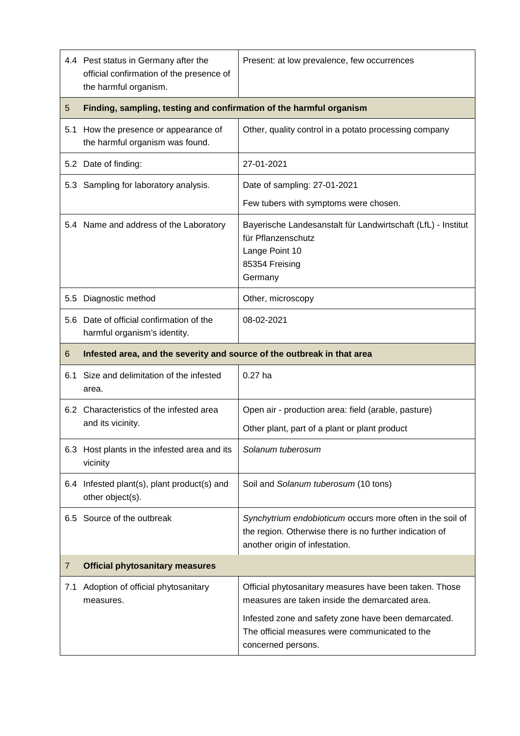| | | |
|---|---|---|
| 4.4 | Pest status in Germany after the official confirmation of the presence of the harmful organism. | Present: at low prevalence, few occurrences |
| **5** | **Finding, sampling, testing and confirmation of the harmful organism** | |
| 5.1 | How the presence or appearance of the harmful organism was found. | Other, quality control in a potato processing company |
| 5.2 | Date of finding: | 27-01-2021 |
| 5.3 | Sampling for laboratory analysis. | Date of sampling: 27-01-2021<br>Few tubers with symptoms were chosen. |
| 5.4 | Name and address of the Laboratory | Bayerische Landesanstalt für Landwirtschaft (LfL) - Institut für Pflanzenschutz<br>Lange Point 10<br>85354 Freising<br>Germany |
| 5.5 | Diagnostic method | Other, microscopy |
| 5.6 | Date of official confirmation of the harmful organism's identity. | 08-02-2021 |
| **6** | **Infested area, and the severity and source of the outbreak in that area** | |
| 6.1 | Size and delimitation of the infested area. | 0.27 ha |
| 6.2 | Characteristics of the infested area and its vicinity. | Open air - production area: field (arable, pasture)<br>Other plant, part of a plant or plant product |
| 6.3 | Host plants in the infested area and its vicinity | *Solanum tuberosum* |
| 6.4 | Infested plant(s), plant product(s) and other object(s). | Soil and *Solanum tuberosum* (10 tons) |
| 6.5 | Source of the outbreak | *Synchytrium endobioticum* occurs more often in the soil of the region. Otherwise there is no further indication of another origin of infestation. |
| **7** | **Official phytosanitary measures** | |
| 7.1 | Adoption of official phytosanitary measures. | Official phytosanitary measures have been taken. Those measures are taken inside the demarcated area.<br>Infested zone and safety zone have been demarcated. The official measures were communicated to the concerned persons. |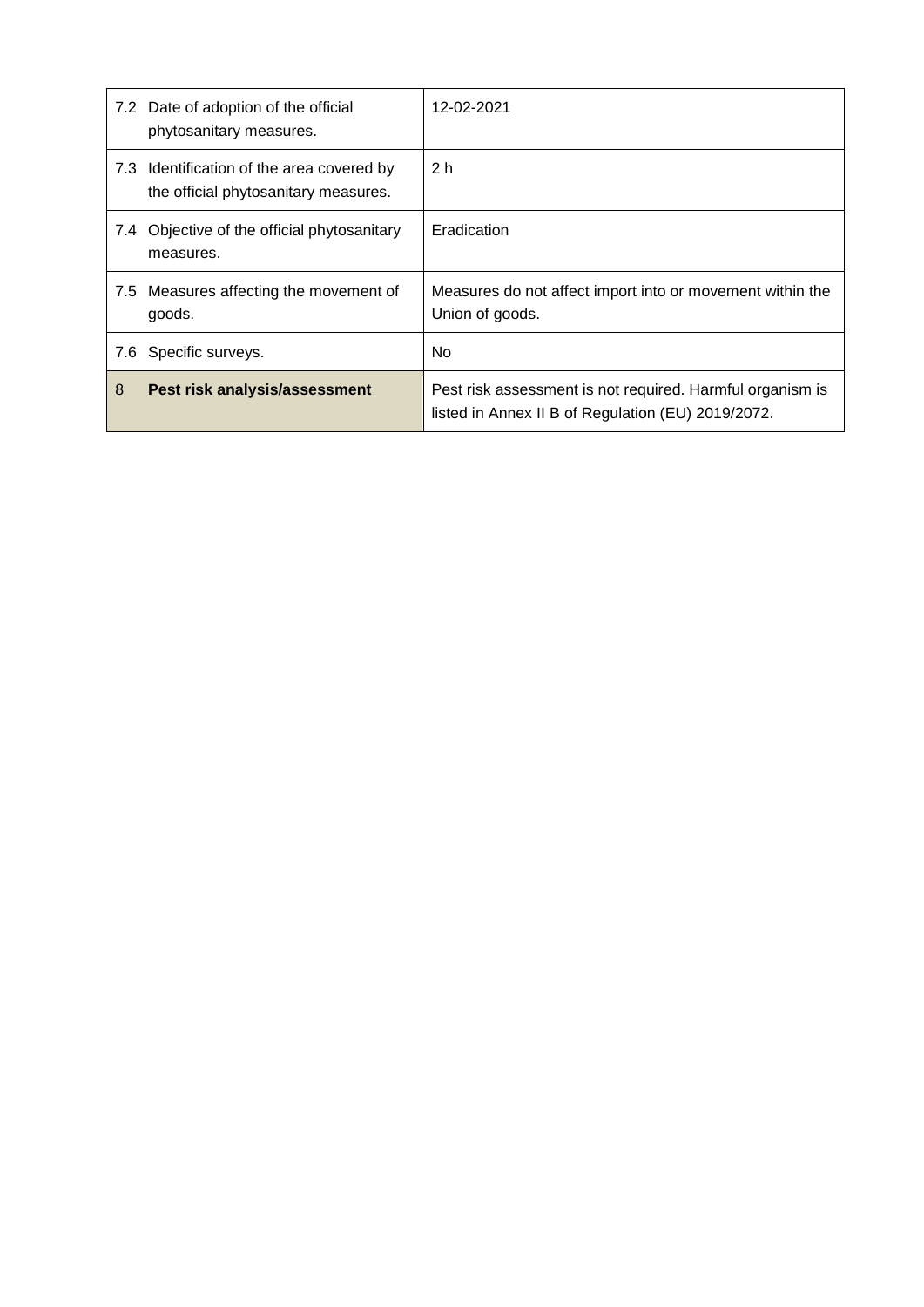| | | |
|---|---|---|
| 7.2 | Date of adoption of the official phytosanitary measures. | 12-02-2021 |
| 7.3 | Identification of the area covered by the official phytosanitary measures. | 2 h |
| 7.4 | Objective of the official phytosanitary measures. | Eradication |
| 7.5 | Measures affecting the movement of goods. | Measures do not affect import into or movement within the Union of goods. |
| 7.6 | Specific surveys. | No |
| 8 | **Pest risk analysis/assessment** | Pest risk assessment is not required. Harmful organism is listed in Annex II B of Regulation (EU) 2019/2072. |